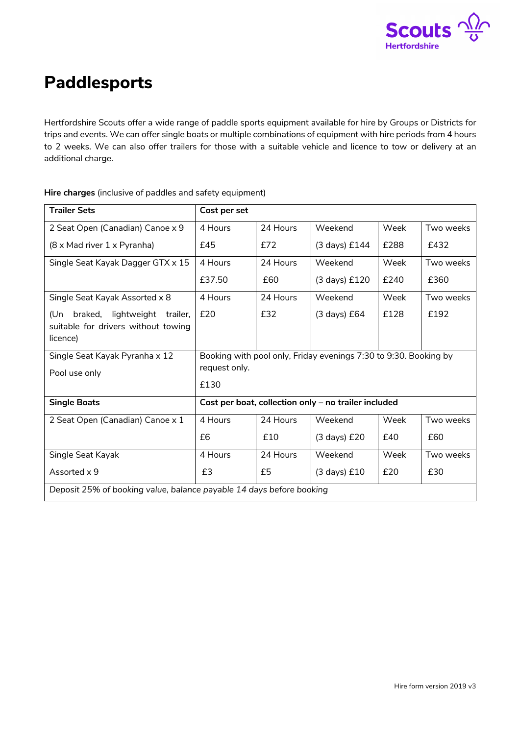# Paddlesports

Hertfordshire Scouts offer a wide range of paddle sports equipment available for hire by Groups or Districts for trips and events. We can offer single boats or multiple combinations of equipment with hire periods from 4 hours to 2 weeks. We can also offer trailers for those with a suitable vehicle and licence to tow or delivery at an additional charge.

**Hire charges** (inclusive of paddles and safety equipment)

| **Trailer Sets** | **Cost per set** | | | | |
|---|---|---|---|---|---|
| 2 Seat Open (Canadian) Canoe x 9<br>(8 x Mad river 1 x Pyranha) | 4 Hours<br>£45 | 24 Hours<br>£72 | Weekend<br>(3 days) £144 | Week<br>£288 | Two weeks<br>£432 |
| Single Seat Kayak Dagger GTX x 15 | 4 Hours<br>£37.50 | 24 Hours<br>£60 | Weekend<br>(3 days) £120 | Week<br>£240 | Two weeks<br>£360 |
| Single Seat Kayak Assorted x 8<br>(Un braked, lightweight trailer, suitable for drivers without towing licence) | 4 Hours<br>£20 | 24 Hours<br>£32 | Weekend<br>(3 days) £64 | Week<br>£128 | Two weeks<br>£192 |
| Single Seat Kayak Pyranha x 12<br>Pool use only | Booking with pool only, Friday evenings 7:30 to 9:30. Booking by request only.<br>£130 | | | | |
| **Single Boats** | **Cost per boat, collection only – no trailer included** | | | | |
| 2 Seat Open (Canadian) Canoe x 1 | 4 Hours<br>£6 | 24 Hours<br>£10 | Weekend<br>(3 days) £20 | Week<br>£40 | Two weeks<br>£60 |
| Single Seat Kayak<br>Assorted x 9 | 4 Hours<br>£3 | 24 Hours<br>£5 | Weekend<br>(3 days) £10 | Week<br>£20 | Two weeks<br>£30 |
| *Deposit 25% of booking value, balance payable 14 days before booking* | | | | | |

Hire form version 2019 v3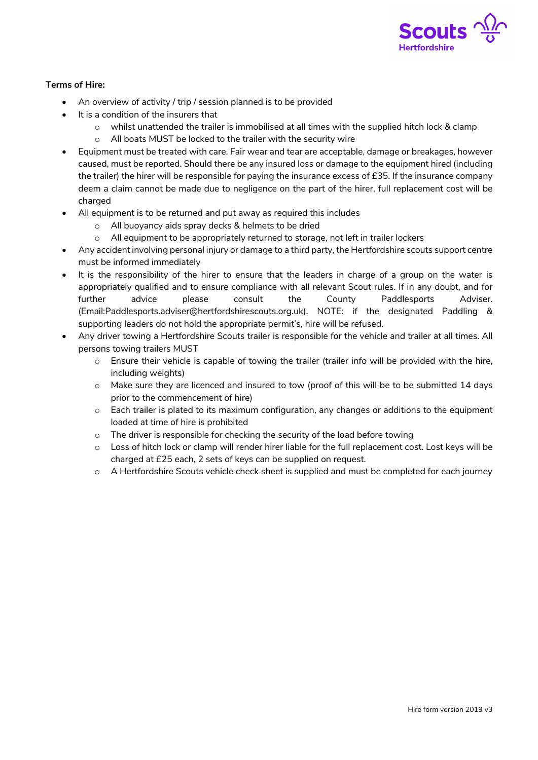**Terms of Hire:**

- An overview of activity / trip / session planned is to be provided
- It is a condition of the insurers that
  - whilst unattended the trailer is immobilised at all times with the supplied hitch lock & clamp
  - All boats MUST be locked to the trailer with the security wire
- Equipment must be treated with care. Fair wear and tear are acceptable, damage or breakages, however caused, must be reported. Should there be any insured loss or damage to the equipment hired (including the trailer) the hirer will be responsible for paying the insurance excess of £35. If the insurance company deem a claim cannot be made due to negligence on the part of the hirer, full replacement cost will be charged
- All equipment is to be returned and put away as required this includes
  - All buoyancy aids spray decks & helmets to be dried
  - All equipment to be appropriately returned to storage, not left in trailer lockers
- Any accident involving personal injury or damage to a third party, the Hertfordshire scouts support centre must be informed immediately
- It is the responsibility of the hirer to ensure that the leaders in charge of a group on the water is appropriately qualified and to ensure compliance with all relevant Scout rules. If in any doubt, and for further advice please consult the County Paddlesports Adviser. (Email:Paddlesports.adviser@hertfordshirescouts.org.uk). NOTE: if the designated Paddling & supporting leaders do not hold the appropriate permit's, hire will be refused.
- Any driver towing a Hertfordshire Scouts trailer is responsible for the vehicle and trailer at all times. All persons towing trailers MUST
  - Ensure their vehicle is capable of towing the trailer (trailer info will be provided with the hire, including weights)
  - Make sure they are licenced and insured to tow (proof of this will be to be submitted 14 days prior to the commencement of hire)
  - Each trailer is plated to its maximum configuration, any changes or additions to the equipment loaded at time of hire is prohibited
  - The driver is responsible for checking the security of the load before towing
  - Loss of hitch lock or clamp will render hirer liable for the full replacement cost. Lost keys will be charged at £25 each, 2 sets of keys can be supplied on request.
  - A Hertfordshire Scouts vehicle check sheet is supplied and must be completed for each journey

Hire form version 2019 v3